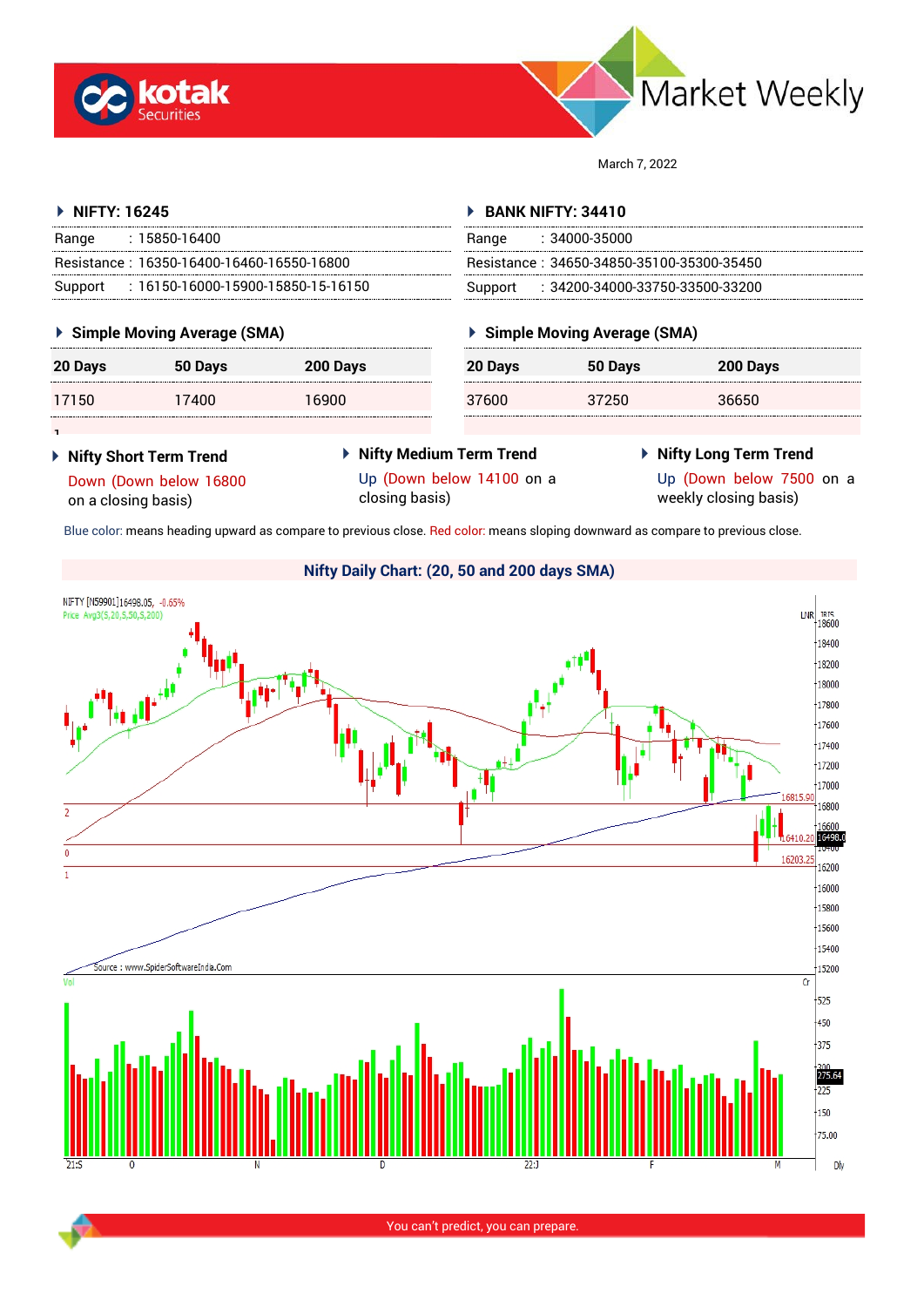# Market Weekly

March 7, 2022

## NIFTY: 16245

| | |
|---|---|
| Range | : 15850-16400 |
| Resistance | : 16350-16400-16460-16550-16800 |
| Support | : 16150-16000-15900-15850-15-16150 |

## BANK NIFTY: 34410

| | |
|---|---|
| Range | : 34000-35000 |
| Resistance | : 34650-34850-35100-35300-35450 |
| Support | : 34200-34000-33750-33500-33200 |

### Simple Moving Average (SMA) — NIFTY

| 20 Days | 50 Days | 200 Days |
|---|---|---|
| 17150 | 17400 | 16900 |

### Simple Moving Average (SMA) — BANK NIFTY

| 20 Days | 50 Days | 200 Days |
|---|---|---|
| 37600 | 37250 | 36650 |

### Nifty Short Term Trend

Down (Down below 16800 on a closing basis)

### Nifty Medium Term Trend

Up (Down below 14100 on a closing basis)

### Nifty Long Term Trend

Up (Down below 7500 on a weekly closing basis)

Blue color: means heading upward as compare to previous close. Red color: means sloping downward as compare to previous close.

### Nifty Daily Chart: (20, 50 and 200 days SMA)

You can't predict, you can prepare.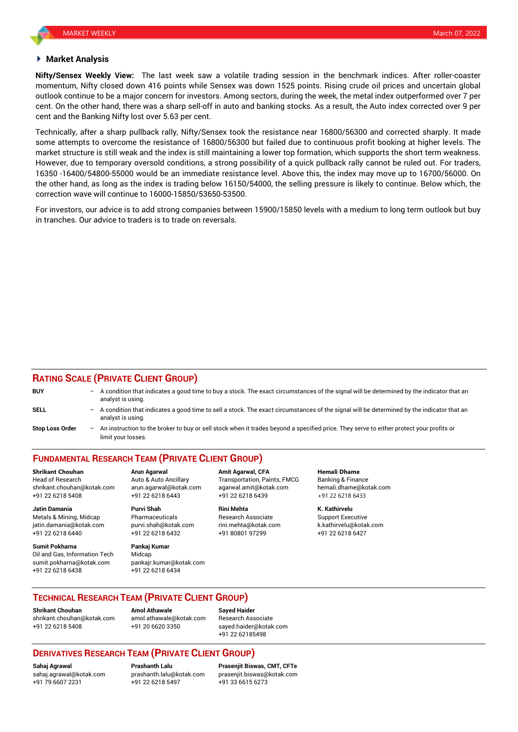## Market Analysis

**Nifty/Sensex Weekly View:** The last week saw a volatile trading session in the benchmark indices. After roller-coaster momentum, Nifty closed down 416 points while Sensex was down 1525 points. Rising crude oil prices and uncertain global outlook continue to be a major concern for investors. Among sectors, during the week, the metal index outperformed over 7 per cent. On the other hand, there was a sharp sell-off in auto and banking stocks. As a result, the Auto index corrected over 9 per cent and the Banking Nifty lost over 5.63 per cent.

Technically, after a sharp pullback rally, Nifty/Sensex took the resistance near 16800/56300 and corrected sharply. It made some attempts to overcome the resistance of 16800/56300 but failed due to continuous profit booking at higher levels. The market structure is still weak and the index is still maintaining a lower top formation, which supports the short term weakness. However, due to temporary oversold conditions, a strong possibility of a quick pullback rally cannot be ruled out. For traders, 16350 -16400/54800-55000 would be an immediate resistance level. Above this, the index may move up to 16700/56000. On the other hand, as long as the index is trading below 16150/54000, the selling pressure is likely to continue. Below which, the correction wave will continue to 16000-15850/53650-53500.

For investors, our advice is to add strong companies between 15900/15850 levels with a medium to long term outlook but buy in tranches. Our advice to traders is to trade on reversals.

## RATING SCALE (PRIVATE CLIENT GROUP)

**BUY** – A condition that indicates a good time to buy a stock. The exact circumstances of the signal will be determined by the indicator that an analyst is using.

**SELL** – A condition that indicates a good time to sell a stock. The exact circumstances of the signal will be determined by the indicator that an analyst is using.

**Stop Loss Order** – An instruction to the broker to buy or sell stock when it trades beyond a specified price. They serve to either protect your profits or limit your losses.

## FUNDAMENTAL RESEARCH TEAM (PRIVATE CLIENT GROUP)

**Shrikant Chouhan**
Head of Research
shrikant.chouhan@kotak.com
+91 22 6218 5408

**Arun Agarwal**
Auto & Auto Ancillary
arun.agarwal@kotak.com
+91 22 6218 6443

**Amit Agarwal, CFA**
Transportation, Paints, FMCG
agarwal.amit@kotak.com
+91 22 6218 6439

**Hemali Dhame**
Banking & Finance
hemali.dhame@kotak.com
+91 22 6218 6433

**Jatin Damania**
Metals & Mining, Midcap
jatin.damania@kotak.com
+91 22 6218 6440

**Purvi Shah**
Pharmaceuticals
purvi.shah@kotak.com
+91 22 6218 6432

**Rini Mehta**
Research Associate
rini.mehta@kotak.com
+91 80801 97299

**K. Kathirvelu**
Support Executive
k.kathirvelu@kotak.com
+91 22 6218 6427

**Sumit Pokharna**
Oil and Gas, Information Tech
sumit.pokharna@kotak.com
+91 22 6218 6438

**Pankaj Kumar**
Midcap
pankajr.kumar@kotak.com
+91 22 6218 6434

## TECHNICAL RESEARCH TEAM (PRIVATE CLIENT GROUP)

**Shrikant Chouhan**
shrikant.chouhan@kotak.com
+91 22 6218 5408

**Amol Athawale**
amol.athawale@kotak.com
+91 20 6620 3350

**Sayed Haider**
Research Associate
sayed.haider@kotak.com
+91 22 62185498

## DERIVATIVES RESEARCH TEAM (PRIVATE CLIENT GROUP)

**Sahaj Agrawal**
sahaj.agrawal@kotak.com
+91 79 6607 2231

**Prashanth Lalu**
prashanth.lalu@kotak.com
+91 22 6218 5497

**Prasenjit Biswas, CMT, CFTe**
prasenjit.biswas@kotak.com
+91 33 6615 6273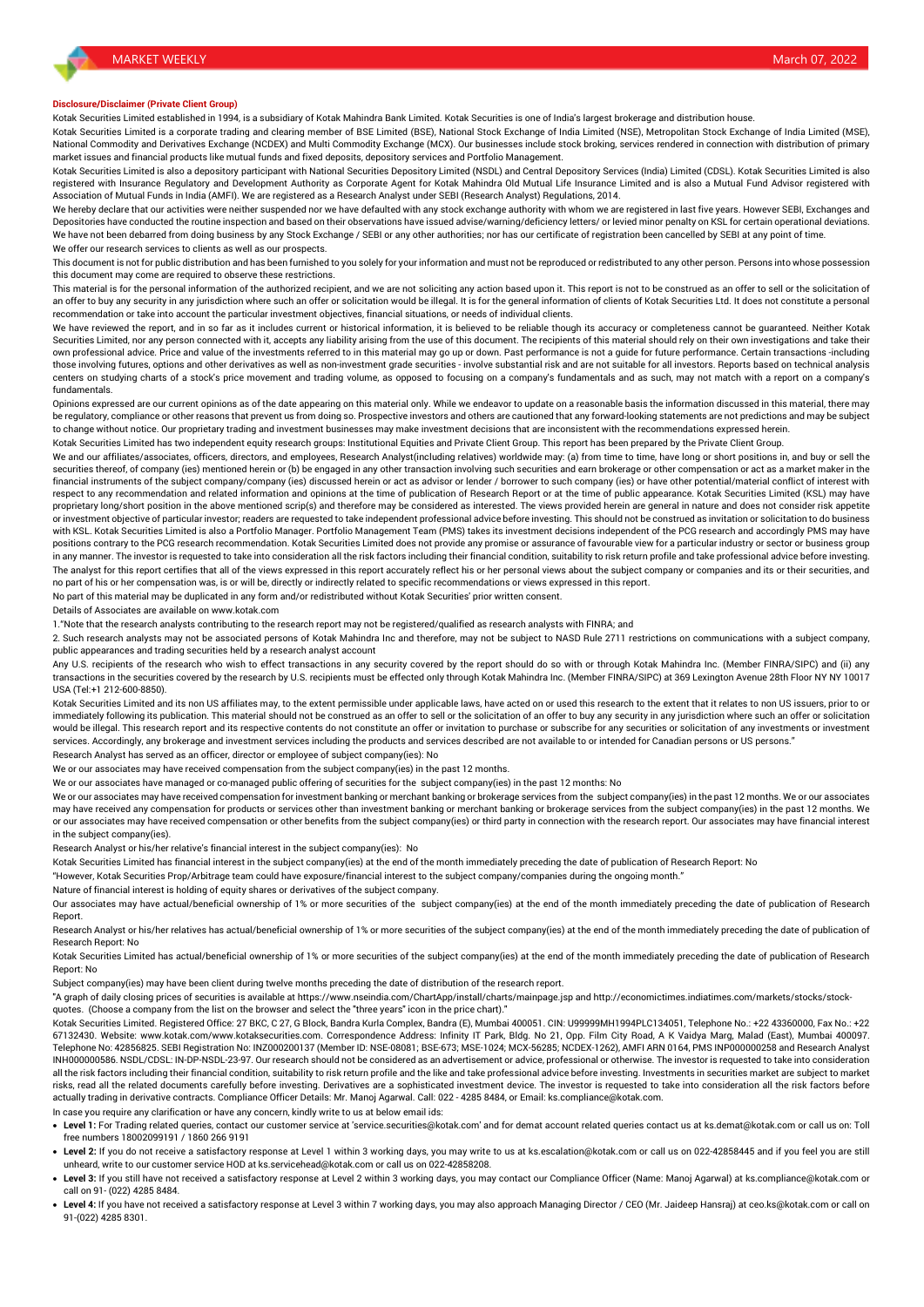**Disclosure/Disclaimer (Private Client Group)**

Kotak Securities Limited established in 1994, is a subsidiary of Kotak Mahindra Bank Limited. Kotak Securities is one of India's largest brokerage and distribution house.

Kotak Securities Limited is a corporate trading and clearing member of BSE Limited (BSE), National Stock Exchange of India Limited (NSE), Metropolitan Stock Exchange of India Limited (MSE), National Commodity and Derivatives Exchange (NCDEX) and Multi Commodity Exchange (MCX). Our businesses include stock broking, services rendered in connection with distribution of primary market issues and financial products like mutual funds and fixed deposits, depository services and Portfolio Management.

Kotak Securities Limited is also a depository participant with National Securities Depository Limited (NSDL) and Central Depository Services (India) Limited (CDSL). Kotak Securities Limited is also registered with Insurance Regulatory and Development Authority as Corporate Agent for Kotak Mahindra Old Mutual Life Insurance Limited and is also a Mutual Fund Advisor registered with Association of Mutual Funds in India (AMFI). We are registered as a Research Analyst under SEBI (Research Analyst) Regulations, 2014.

We hereby declare that our activities were neither suspended nor we have defaulted with any stock exchange authority with whom we are registered in last five years. However SEBI, Exchanges and Depositories have conducted the routine inspection and based on their observations have issued advise/warning/deficiency letters/ or levied minor penalty on KSL for certain operational deviations. We have not been debarred from doing business by any Stock Exchange / SEBI or any other authorities; nor has our certificate of registration been cancelled by SEBI at any point of time.

We offer our research services to clients as well as our prospects.

This document is not for public distribution and has been furnished to you solely for your information and must not be reproduced or redistributed to any other person. Persons into whose possession this document may come are required to observe these restrictions.

This material is for the personal information of the authorized recipient, and we are not soliciting any action based upon it. This report is not to be construed as an offer to sell or the solicitation of an offer to buy any security in any jurisdiction where such an offer or solicitation would be illegal. It is for the general information of clients of Kotak Securities Ltd. It does not constitute a personal recommendation or take into account the particular investment objectives, financial situations, or needs of individual clients.

We have reviewed the report, and in so far as it includes current or historical information, it is believed to be reliable though its accuracy or completeness cannot be guaranteed. Neither Kotak Securities Limited, nor any person connected with it, accepts any liability arising from the use of this document. The recipients of this material should rely on their own investigations and take their own professional advice. Price and value of the investments referred to in this material may go up or down. Past performance is not a guide for future performance. Certain transactions -including those involving futures, options and other derivatives as well as non-investment grade securities - involve substantial risk and are not suitable for all investors. Reports based on technical analysis centers on studying charts of a stock's price movement and trading volume, as opposed to focusing on a company's fundamentals and as such, may not match with a report on a company's fundamentals.

Opinions expressed are our current opinions as of the date appearing on this material only. While we endeavor to update on a reasonable basis the information discussed in this material, there may be regulatory, compliance or other reasons that prevent us from doing so. Prospective investors and others are cautioned that any forward-looking statements are not predictions and may be subject to change without notice. Our proprietary trading and investment businesses may make investment decisions that are inconsistent with the recommendations expressed herein.

Kotak Securities Limited has two independent equity research groups: Institutional Equities and Private Client Group. This report has been prepared by the Private Client Group.

We and our affiliates/associates, officers, directors, and employees, Research Analyst(including relatives) worldwide may: (a) from time to time, have long or short positions in, and buy or sell the securities thereof, of company (ies) mentioned herein or (b) be engaged in any other transaction involving such securities and earn brokerage or other compensation or act as a market maker in the financial instruments of the subject company/company (ies) discussed herein or act as advisor or lender / borrower to such company (ies) or have other potential/material conflict of interest with respect to any recommendation and related information and opinions at the time of publication of Research Report or at the time of public appearance. Kotak Securities Limited (KSL) may have proprietary long/short position in the above mentioned scrip(s) and therefore may be considered as interested. The views provided herein are general in nature and does not consider risk appetite or investment objective of particular investor; readers are requested to take independent professional advice before investing. This should not be construed as invitation or solicitation to do business with KSL. Kotak Securities Limited is also a Portfolio Manager. Portfolio Management Team (PMS) takes its investment decisions independent of the PCG research and accordingly PMS may have positions contrary to the PCG research recommendation. Kotak Securities Limited does not provide any promise or assurance of favourable view for a particular industry or sector or business group in any manner. The investor is requested to take into consideration all the risk factors including their financial condition, suitability to risk return profile and take professional advice before investing.

The analyst for this report certifies that all of the views expressed in this report accurately reflect his or her personal views about the subject company or companies and its or their securities, and no part of his or her compensation was, is or will be, directly or indirectly related to specific recommendations or views expressed in this report.

No part of this material may be duplicated in any form and/or redistributed without Kotak Securities' prior written consent.

Details of Associates are available on www.kotak.com

1."Note that the research analysts contributing to the research report may not be registered/qualified as research analysts with FINRA; and

2. Such research analysts may not be associated persons of Kotak Mahindra Inc and therefore, may not be subject to NASD Rule 2711 restrictions on communications with a subject company, public appearances and trading securities held by a research analyst account

Any U.S. recipients of the research who wish to effect transactions in any security covered by the report should do so with or through Kotak Mahindra Inc. (Member FINRA/SIPC) and (ii) any transactions in the securities covered by the research by U.S. recipients must be effected only through Kotak Mahindra Inc. (Member FINRA/SIPC) at 369 Lexington Avenue 28th Floor NY NY 10017 USA (Tel:+1 212-600-8850).

Kotak Securities Limited and its non US affiliates may, to the extent permissible under applicable laws, have acted on or used this research to the extent that it relates to non US issuers, prior to or immediately following its publication. This material should not be construed as an offer to sell or the solicitation of an offer to buy any security in any jurisdiction where such an offer or solicitation would be illegal. This research report and its respective contents do not constitute an offer or invitation to purchase or subscribe for any securities or solicitation of any investments or investment services. Accordingly, any brokerage and investment services including the products and services described are not available to or intended for Canadian persons or US persons."

Research Analyst has served as an officer, director or employee of subject company(ies): No

We or our associates may have received compensation from the subject company(ies) in the past 12 months.

We or our associates have managed or co-managed public offering of securities for the subject company(ies) in the past 12 months: No

We or our associates may have received compensation for investment banking or merchant banking or brokerage services from the subject company(ies) in the past 12 months. We or our associates may have received any compensation for products or services other than investment banking or merchant banking or brokerage services from the subject company(ies) in the past 12 months. We or our associates may have received compensation or other benefits from the subject company(ies) or third party in connection with the research report. Our associates may have financial interest in the subject company(ies).

Research Analyst or his/her relative's financial interest in the subject company(ies): No

Kotak Securities Limited has financial interest in the subject company(ies) at the end of the month immediately preceding the date of publication of Research Report: No

"However, Kotak Securities Prop/Arbitrage team could have exposure/financial interest to the subject company/companies during the ongoing month."

Nature of financial interest is holding of equity shares or derivatives of the subject company.

Our associates may have actual/beneficial ownership of 1% or more securities of the subject company(ies) at the end of the month immediately preceding the date of publication of Research Report.

Research Analyst or his/her relatives has actual/beneficial ownership of 1% or more securities of the subject company(ies) at the end of the month immediately preceding the date of publication of Research Report: No

Kotak Securities Limited has actual/beneficial ownership of 1% or more securities of the subject company(ies) at the end of the month immediately preceding the date of publication of Research Report: No

Subject company(ies) may have been client during twelve months preceding the date of distribution of the research report.

"A graph of daily closing prices of securities is available at https://www.nseindia.com/ChartApp/install/charts/mainpage.jsp and http://economictimes.indiatimes.com/markets/stocks/stock-quotes. (Choose a company from the list on the browser and select the "three years" icon in the price chart)."

Kotak Securities Limited. Registered Office: 27 BKC, C 27, G Block, Bandra Kurla Complex, Bandra (E), Mumbai 400051. CIN: U99999MH1994PLC134051, Telephone No.: +22 43360000, Fax No.: +22 67132430. Website: www.kotak.com/www.kotaksecurities.com. Correspondence Address: Infinity IT Park, Bldg. No 21, Opp. Film City Road, A K Vaidya Marg, Malad (East), Mumbai 400097. Telephone No: 42856825. SEBI Registration No: INZ000200137 (Member ID: NSE-08081; BSE-673; MSE-1024; MCX-56285; NCDEX-1262), AMFI ARN 0164, PMS INP000000258 and Research Analyst INH000000586. NSDL/CDSL: IN-DP-NSDL-23-97. Our research should not be considered as an advertisement or advice, professional or otherwise. The investor is requested to take into consideration all the risk factors including their financial condition, suitability to risk return profile and the like and take professional advice before investing. Investments in securities market are subject to market risks, read all the related documents carefully before investing. Derivatives are a sophisticated investment device. The investor is requested to take into consideration all the risk factors before actually trading in derivative contracts. Compliance Officer Details: Mr. Manoj Agarwal. Call: 022 - 4285 8484, or Email: ks.compliance@kotak.com.

In case you require any clarification or have any concern, kindly write to us at below email ids:

- **Level 1:** For Trading related queries, contact our customer service at 'service.securities@kotak.com' and for demat account related queries contact us at ks.demat@kotak.com or call us on: Toll free numbers 18002099191 / 1860 266 9191
- **Level 2:** If you do not receive a satisfactory response at Level 1 within 3 working days, you may write to us at ks.escalation@kotak.com or call us on 022-42858445 and if you feel you are still unheard, write to our customer service HOD at ks.servicehead@kotak.com or call us on 022-42858208.
- **Level 3:** If you still have not received a satisfactory response at Level 2 within 3 working days, you may contact our Compliance Officer (Name: Manoj Agarwal) at ks.compliance@kotak.com or call on 91- (022) 4285 8484.
- **Level 4:** If you have not received a satisfactory response at Level 3 within 7 working days, you may also approach Managing Director / CEO (Mr. Jaideep Hansraj) at ceo.ks@kotak.com or call on 91-(022) 4285 8301.